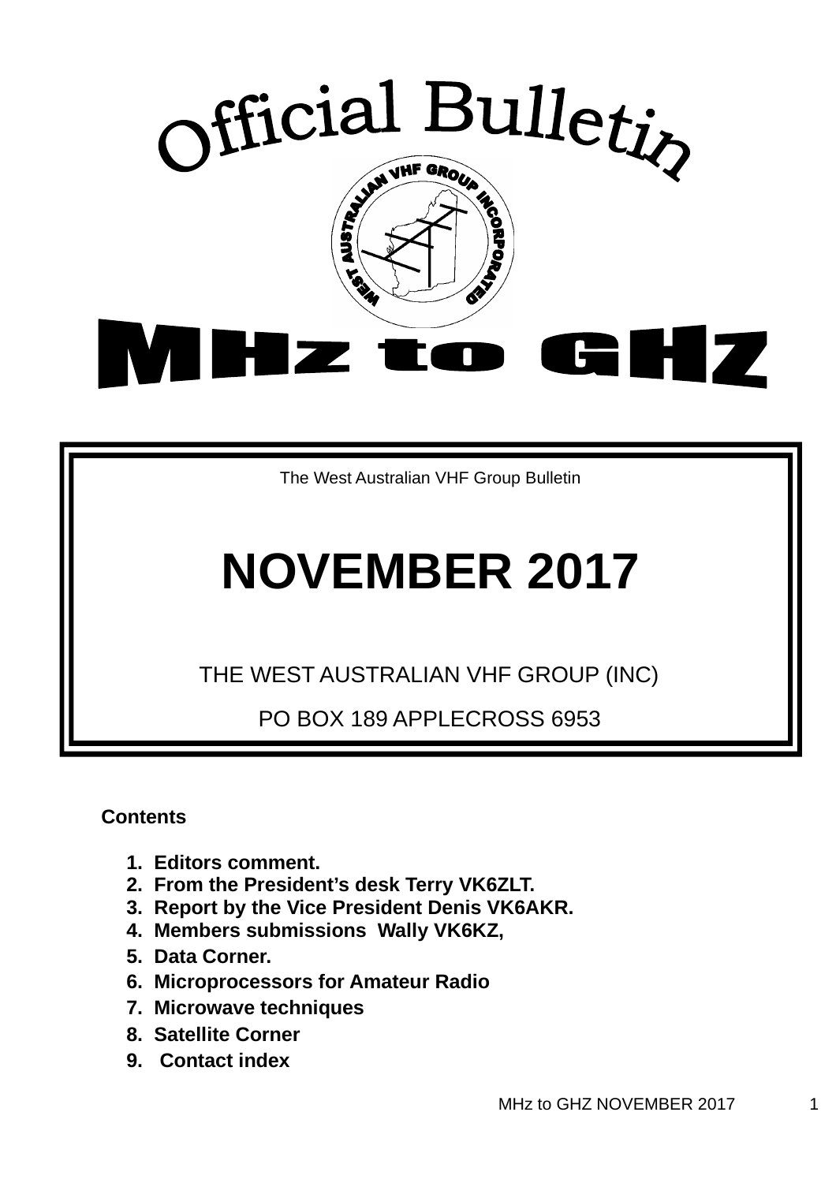# Official Bulletin

# MHz to GHZ

The West Australian VHF Group Bulletin

# NOVEMBER 2017

THE WEST AUSTRALIAN VHF GROUP (INC)

PO BOX 189 APPLECROSS 6953

**Contents**

1. **Editors comment.**
2. **From the President's desk Terry VK6ZLT.**
3. **Report by the Vice President Denis VK6AKR.**
4. **Members submissions Wally VK6KZ,**
5. **Data Corner.**
6. **Microprocessors for Amateur Radio**
7. **Microwave techniques**
8. **Satellite Corner**
9. **Contact index**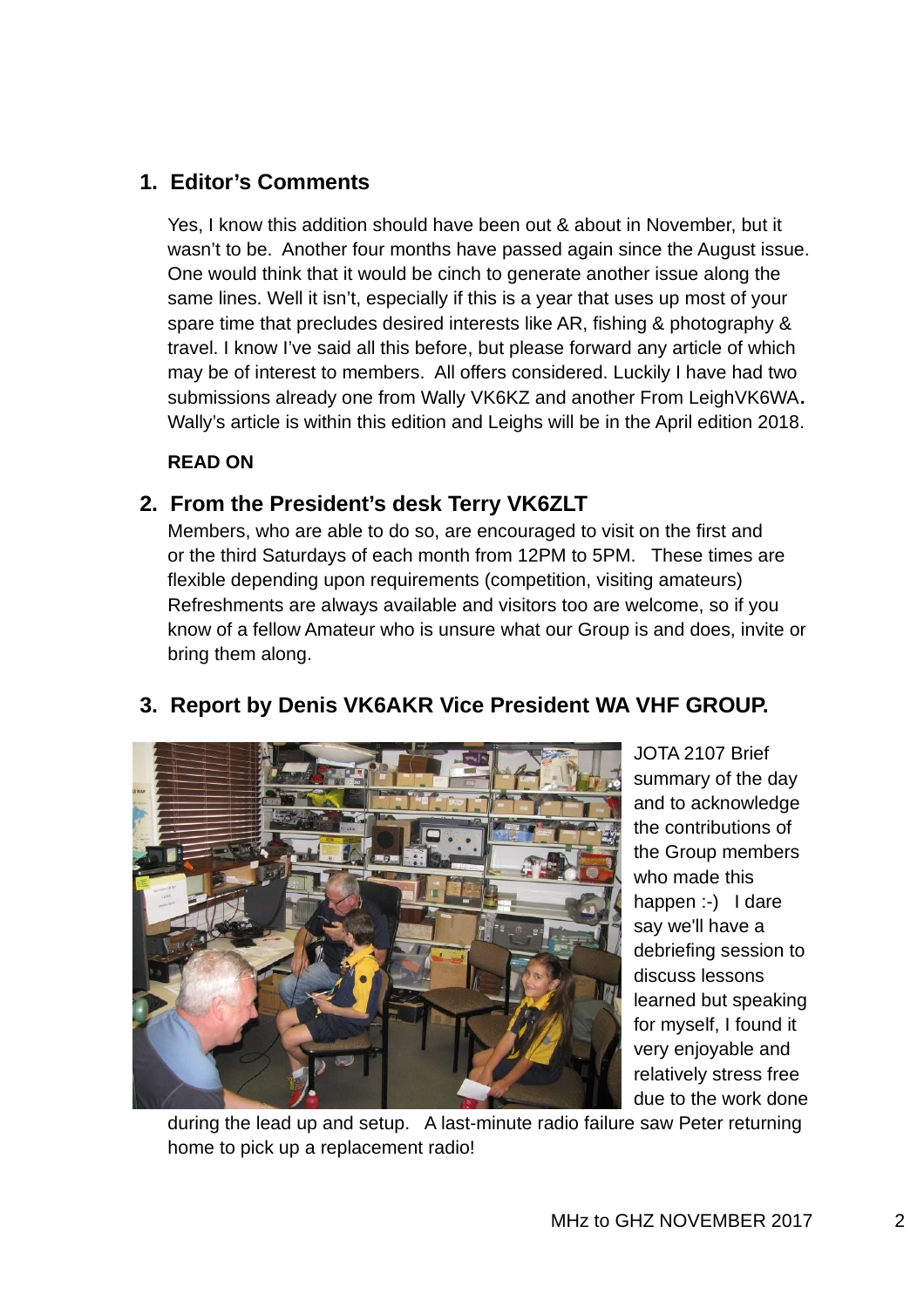## 1. Editor's Comments

Yes, I know this addition should have been out & about in November, but it wasn't to be. Another four months have passed again since the August issue. One would think that it would be cinch to generate another issue along the same lines. Well it isn't, especially if this is a year that uses up most of your spare time that precludes desired interests like AR, fishing & photography & travel. I know I've said all this before, but please forward any article of which may be of interest to members. All offers considered. Luckily I have had two submissions already one from Wally VK6KZ and another From LeighVK6WA**.** Wally's article is within this edition and Leighs will be in the April edition 2018.

**READ ON**

## 2. From the President's desk Terry VK6ZLT

Members, who are able to do so, are encouraged to visit on the first and or the third Saturdays of each month from 12PM to 5PM. These times are flexible depending upon requirements (competition, visiting amateurs) Refreshments are always available and visitors too are welcome, so if you know of a fellow Amateur who is unsure what our Group is and does, invite or bring them along.

## 3. Report by Denis VK6AKR Vice President WA VHF GROUP.

JOTA 2107 Brief summary of the day and to acknowledge the contributions of the Group members who made this happen :-) I dare say we'll have a debriefing session to discuss lessons learned but speaking for myself, I found it very enjoyable and relatively stress free due to the work done during the lead up and setup. A last-minute radio failure saw Peter returning home to pick up a replacement radio!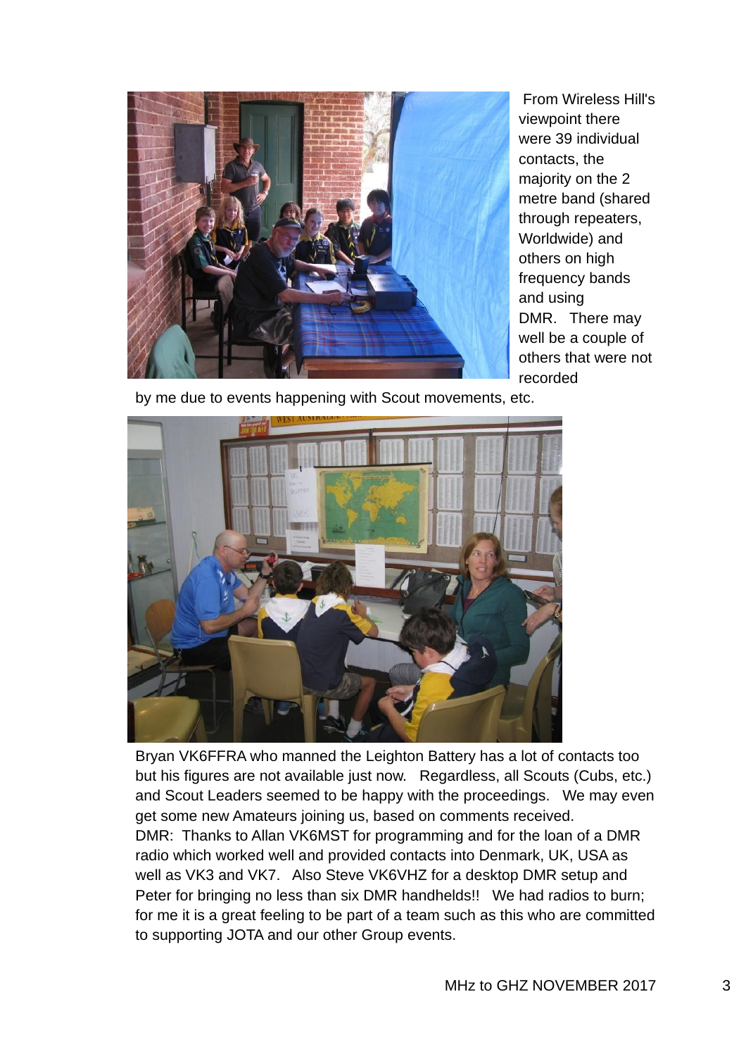From Wireless Hill's viewpoint there were 39 individual contacts, the majority on the 2 metre band (shared through repeaters, Worldwide) and others on high frequency bands and using DMR. There may well be a couple of others that were not recorded by me due to events happening with Scout movements, etc.

Bryan VK6FFRA who manned the Leighton Battery has a lot of contacts too but his figures are not available just now. Regardless, all Scouts (Cubs, etc.) and Scout Leaders seemed to be happy with the proceedings. We may even get some new Amateurs joining us, based on comments received.

DMR: Thanks to Allan VK6MST for programming and for the loan of a DMR radio which worked well and provided contacts into Denmark, UK, USA as well as VK3 and VK7. Also Steve VK6VHZ for a desktop DMR setup and Peter for bringing no less than six DMR handhelds!! We had radios to burn; for me it is a great feeling to be part of a team such as this who are committed to supporting JOTA and our other Group events.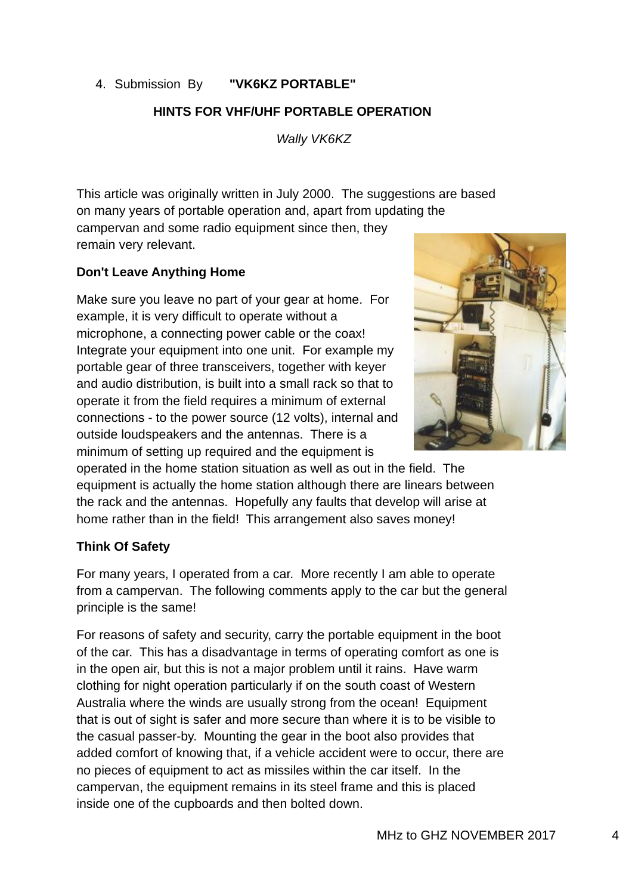4. Submission By **"VK6KZ PORTABLE"**

## HINTS FOR VHF/UHF PORTABLE OPERATION

*Wally VK6KZ*

This article was originally written in July 2000. The suggestions are based on many years of portable operation and, apart from updating the campervan and some radio equipment since then, they remain very relevant.

### Don't Leave Anything Home

Make sure you leave no part of your gear at home. For example, it is very difficult to operate without a microphone, a connecting power cable or the coax! Integrate your equipment into one unit. For example my portable gear of three transceivers, together with keyer and audio distribution, is built into a small rack so that to operate it from the field requires a minimum of external connections - to the power source (12 volts), internal and outside loudspeakers and the antennas. There is a minimum of setting up required and the equipment is operated in the home station situation as well as out in the field. The equipment is actually the home station although there are linears between the rack and the antennas. Hopefully any faults that develop will arise at home rather than in the field! This arrangement also saves money!

### Think Of Safety

For many years, I operated from a car. More recently I am able to operate from a campervan. The following comments apply to the car but the general principle is the same!

For reasons of safety and security, carry the portable equipment in the boot of the car. This has a disadvantage in terms of operating comfort as one is in the open air, but this is not a major problem until it rains. Have warm clothing for night operation particularly if on the south coast of Western Australia where the winds are usually strong from the ocean! Equipment that is out of sight is safer and more secure than where it is to be visible to the casual passer-by. Mounting the gear in the boot also provides that added comfort of knowing that, if a vehicle accident were to occur, there are no pieces of equipment to act as missiles within the car itself. In the campervan, the equipment remains in its steel frame and this is placed inside one of the cupboards and then bolted down.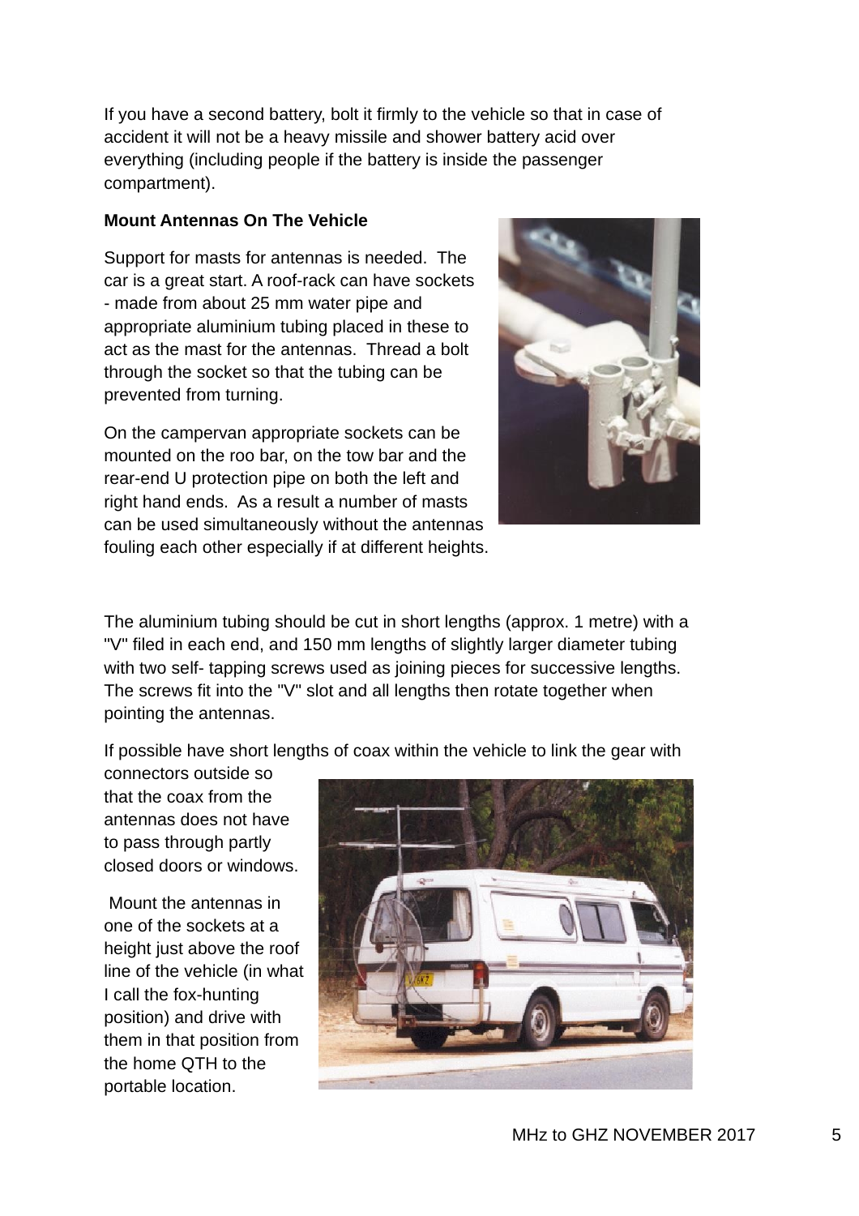If you have a second battery, bolt it firmly to the vehicle so that in case of accident it will not be a heavy missile and shower battery acid over everything (including people if the battery is inside the passenger compartment).

**Mount Antennas On The Vehicle**

Support for masts for antennas is needed. The car is a great start. A roof-rack can have sockets - made from about 25 mm water pipe and appropriate aluminium tubing placed in these to act as the mast for the antennas. Thread a bolt through the socket so that the tubing can be prevented from turning.

On the campervan appropriate sockets can be mounted on the roo bar, on the tow bar and the rear-end U protection pipe on both the left and right hand ends. As a result a number of masts can be used simultaneously without the antennas fouling each other especially if at different heights.

The aluminium tubing should be cut in short lengths (approx. 1 metre) with a "V" filed in each end, and 150 mm lengths of slightly larger diameter tubing with two self- tapping screws used as joining pieces for successive lengths. The screws fit into the "V" slot and all lengths then rotate together when pointing the antennas.

If possible have short lengths of coax within the vehicle to link the gear with connectors outside so that the coax from the antennas does not have to pass through partly closed doors or windows.

Mount the antennas in one of the sockets at a height just above the roof line of the vehicle (in what I call the fox-hunting position) and drive with them in that position from the home QTH to the portable location.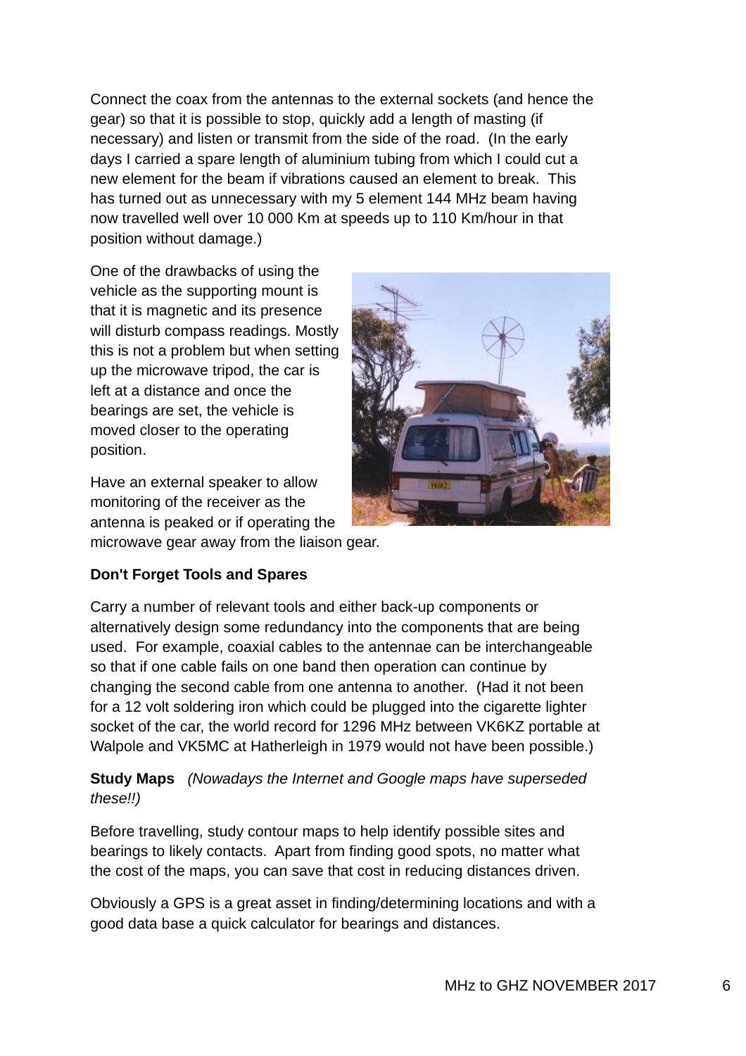Connect the coax from the antennas to the external sockets (and hence the gear) so that it is possible to stop, quickly add a length of masting (if necessary) and listen or transmit from the side of the road. (In the early days I carried a spare length of aluminium tubing from which I could cut a new element for the beam if vibrations caused an element to break. This has turned out as unnecessary with my 5 element 144 MHz beam having now travelled well over 10 000 Km at speeds up to 110 Km/hour in that position without damage.)

One of the drawbacks of using the vehicle as the supporting mount is that it is magnetic and its presence will disturb compass readings. Mostly this is not a problem but when setting up the microwave tripod, the car is left at a distance and once the bearings are set, the vehicle is moved closer to the operating position.

Have an external speaker to allow monitoring of the receiver as the antenna is peaked or if operating the microwave gear away from the liaison gear.

**Don't Forget Tools and Spares**

Carry a number of relevant tools and either back-up components or alternatively design some redundancy into the components that are being used. For example, coaxial cables to the antennae can be interchangeable so that if one cable fails on one band then operation can continue by changing the second cable from one antenna to another. (Had it not been for a 12 volt soldering iron which could be plugged into the cigarette lighter socket of the car, the world record for 1296 MHz between VK6KZ portable at Walpole and VK5MC at Hatherleigh in 1979 would not have been possible.)

**Study Maps** *(Nowadays the Internet and Google maps have superseded these!!)*

Before travelling, study contour maps to help identify possible sites and bearings to likely contacts. Apart from finding good spots, no matter what the cost of the maps, you can save that cost in reducing distances driven.

Obviously a GPS is a great asset in finding/determining locations and with a good data base a quick calculator for bearings and distances.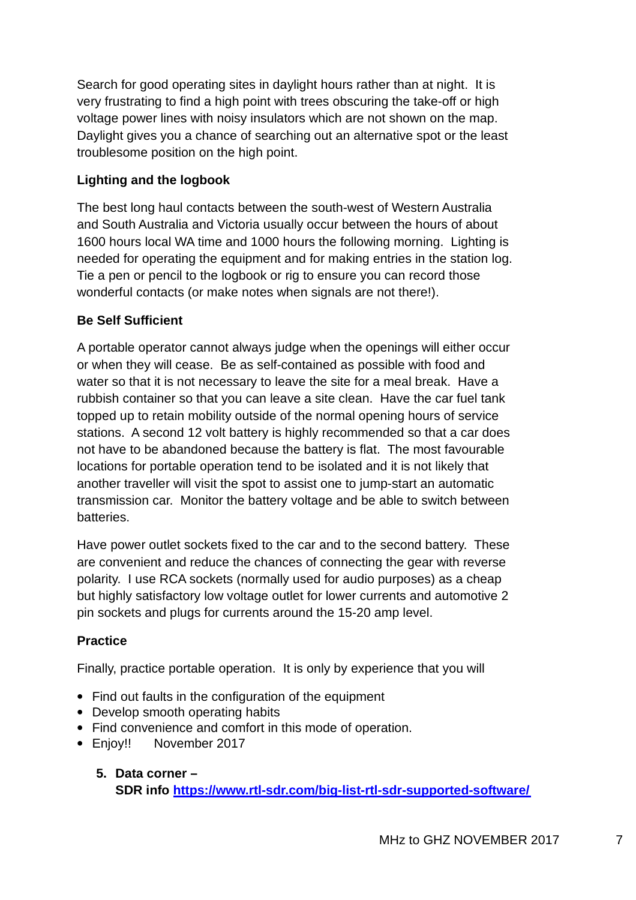Search for good operating sites in daylight hours rather than at night. It is very frustrating to find a high point with trees obscuring the take-off or high voltage power lines with noisy insulators which are not shown on the map. Daylight gives you a chance of searching out an alternative spot or the least troublesome position on the high point.

**Lighting and the logbook**

The best long haul contacts between the south-west of Western Australia and South Australia and Victoria usually occur between the hours of about 1600 hours local WA time and 1000 hours the following morning. Lighting is needed for operating the equipment and for making entries in the station log. Tie a pen or pencil to the logbook or rig to ensure you can record those wonderful contacts (or make notes when signals are not there!).

**Be Self Sufficient**

A portable operator cannot always judge when the openings will either occur or when they will cease. Be as self-contained as possible with food and water so that it is not necessary to leave the site for a meal break. Have a rubbish container so that you can leave a site clean. Have the car fuel tank topped up to retain mobility outside of the normal opening hours of service stations. A second 12 volt battery is highly recommended so that a car does not have to be abandoned because the battery is flat. The most favourable locations for portable operation tend to be isolated and it is not likely that another traveller will visit the spot to assist one to jump-start an automatic transmission car. Monitor the battery voltage and be able to switch between batteries.

Have power outlet sockets fixed to the car and to the second battery. These are convenient and reduce the chances of connecting the gear with reverse polarity. I use RCA sockets (normally used for audio purposes) as a cheap but highly satisfactory low voltage outlet for lower currents and automotive 2 pin sockets and plugs for currents around the 15-20 amp level.

**Practice**

Finally, practice portable operation. It is only by experience that you will

- Find out faults in the configuration of the equipment
- Develop smooth operating habits
- Find convenience and comfort in this mode of operation.
- Enjoy!! November 2017

5. **Data corner – SDR info [https://www.rtl-sdr.com/big-list-rtl-sdr-supported-software/](https://www.rtl-sdr.com/big-list-rtl-sdr-supported-software/)**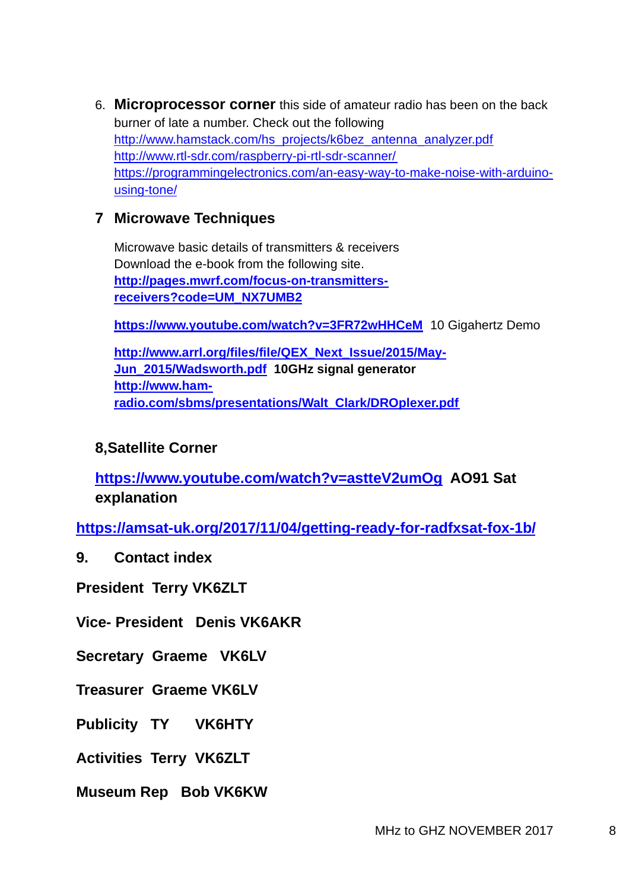6. **Microprocessor corner** this side of amateur radio has been on the back burner of late a number. Check out the following
   http://www.hamstack.com/hs_projects/k6bez_antenna_analyzer.pdf
   http://www.rtl-sdr.com/raspberry-pi-rtl-sdr-scanner/
   https://programmingelectronics.com/an-easy-way-to-make-noise-with-arduino-using-tone/

## 7 Microwave Techniques

Microwave basic details of transmitters & receivers
Download the e-book from the following site.
**http://pages.mwrf.com/focus-on-transmitters-receivers?code=UM_NX7UMB2**

**https://www.youtube.com/watch?v=3FR72wHHCeM** 10 Gigahertz Demo

**http://www.arrl.org/files/file/QEX_Next_Issue/2015/May-Jun_2015/Wadsworth.pdf** **10GHz signal generator**
**http://www.ham-radio.com/sbms/presentations/Walt_Clark/DROplexer.pdf**

## 8,Satellite Corner

**https://www.youtube.com/watch?v=astteV2umOg** **AO91 Sat explanation**

**https://amsat-uk.org/2017/11/04/getting-ready-for-radfxsat-fox-1b/**

## 9. Contact index

**President Terry VK6ZLT**

**Vice- President Denis VK6AKR**

**Secretary Graeme VK6LV**

**Treasurer Graeme VK6LV**

**Publicity TY VK6HTY**

**Activities Terry VK6ZLT**

**Museum Rep Bob VK6KW**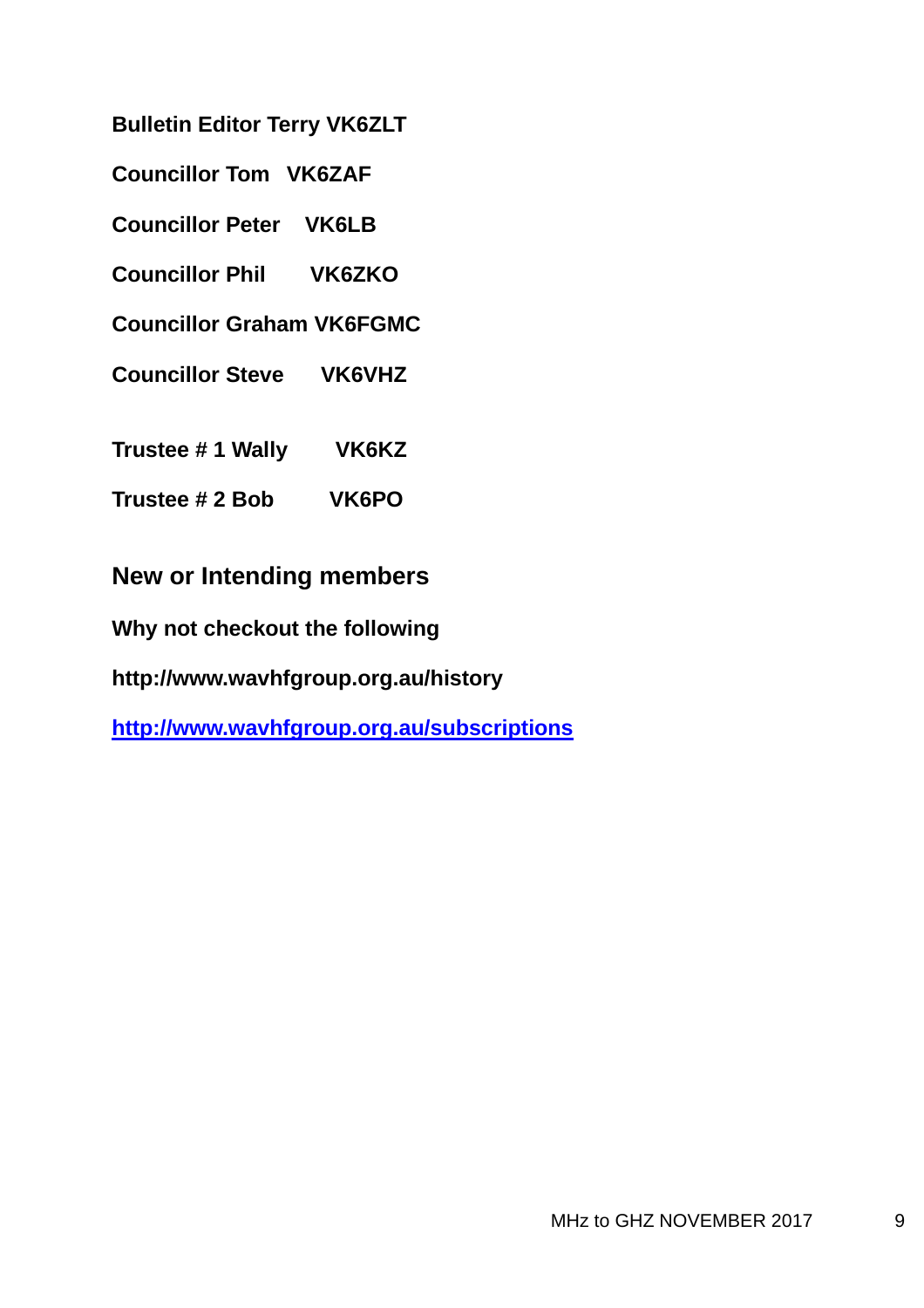**Bulletin Editor Terry VK6ZLT**

**Councillor Tom VK6ZAF**

**Councillor Peter VK6LB**

**Councillor Phil VK6ZKO**

**Councillor Graham VK6FGMC**

**Councillor Steve VK6VHZ**

**Trustee # 1 Wally VK6KZ**

**Trustee # 2 Bob VK6PO**

## New or Intending members

**Why not checkout the following**

**http://www.wavhfgroup.org.au/history**

**[http://www.wavhfgroup.org.au/subscriptions](http://www.wavhfgroup.org.au/subscriptions)**